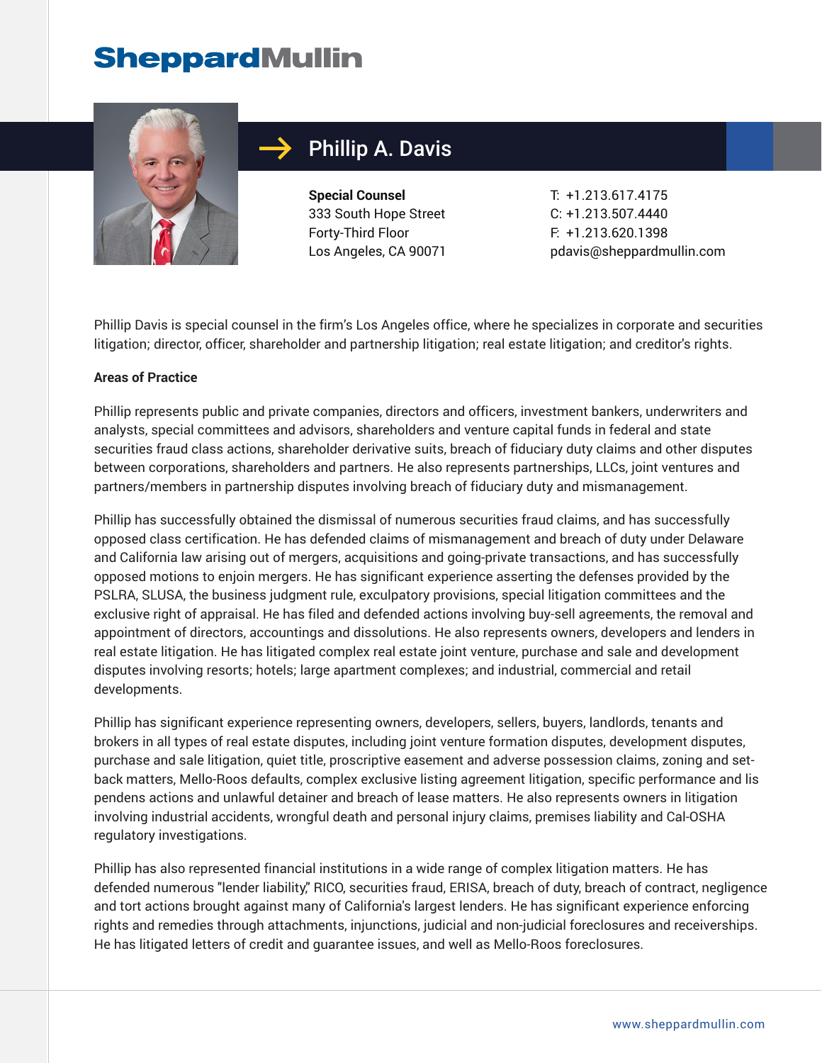# SheppardMullin

## Phillip A. Davis

**Special Counsel**
333 South Hope Street
Forty-Third Floor
Los Angeles, CA 90071

T: +1.213.617.4175
C: +1.213.507.4440
F: +1.213.620.1398
pdavis@sheppardmullin.com

Phillip Davis is special counsel in the firm's Los Angeles office, where he specializes in corporate and securities litigation; director, officer, shareholder and partnership litigation; real estate litigation; and creditor's rights.

**Areas of Practice**

Phillip represents public and private companies, directors and officers, investment bankers, underwriters and analysts, special committees and advisors, shareholders and venture capital funds in federal and state securities fraud class actions, shareholder derivative suits, breach of fiduciary duty claims and other disputes between corporations, shareholders and partners. He also represents partnerships, LLCs, joint ventures and partners/members in partnership disputes involving breach of fiduciary duty and mismanagement.

Phillip has successfully obtained the dismissal of numerous securities fraud claims, and has successfully opposed class certification. He has defended claims of mismanagement and breach of duty under Delaware and California law arising out of mergers, acquisitions and going-private transactions, and has successfully opposed motions to enjoin mergers. He has significant experience asserting the defenses provided by the PSLRA, SLUSA, the business judgment rule, exculpatory provisions, special litigation committees and the exclusive right of appraisal. He has filed and defended actions involving buy-sell agreements, the removal and appointment of directors, accountings and dissolutions. He also represents owners, developers and lenders in real estate litigation. He has litigated complex real estate joint venture, purchase and sale and development disputes involving resorts; hotels; large apartment complexes; and industrial, commercial and retail developments.

Phillip has significant experience representing owners, developers, sellers, buyers, landlords, tenants and brokers in all types of real estate disputes, including joint venture formation disputes, development disputes, purchase and sale litigation, quiet title, proscriptive easement and adverse possession claims, zoning and set-back matters, Mello-Roos defaults, complex exclusive listing agreement litigation, specific performance and lis pendens actions and unlawful detainer and breach of lease matters. He also represents owners in litigation involving industrial accidents, wrongful death and personal injury claims, premises liability and Cal-OSHA regulatory investigations.

Phillip has also represented financial institutions in a wide range of complex litigation matters. He has defended numerous "lender liability," RICO, securities fraud, ERISA, breach of duty, breach of contract, negligence and tort actions brought against many of California's largest lenders. He has significant experience enforcing rights and remedies through attachments, injunctions, judicial and non-judicial foreclosures and receiverships. He has litigated letters of credit and guarantee issues, and well as Mello-Roos foreclosures.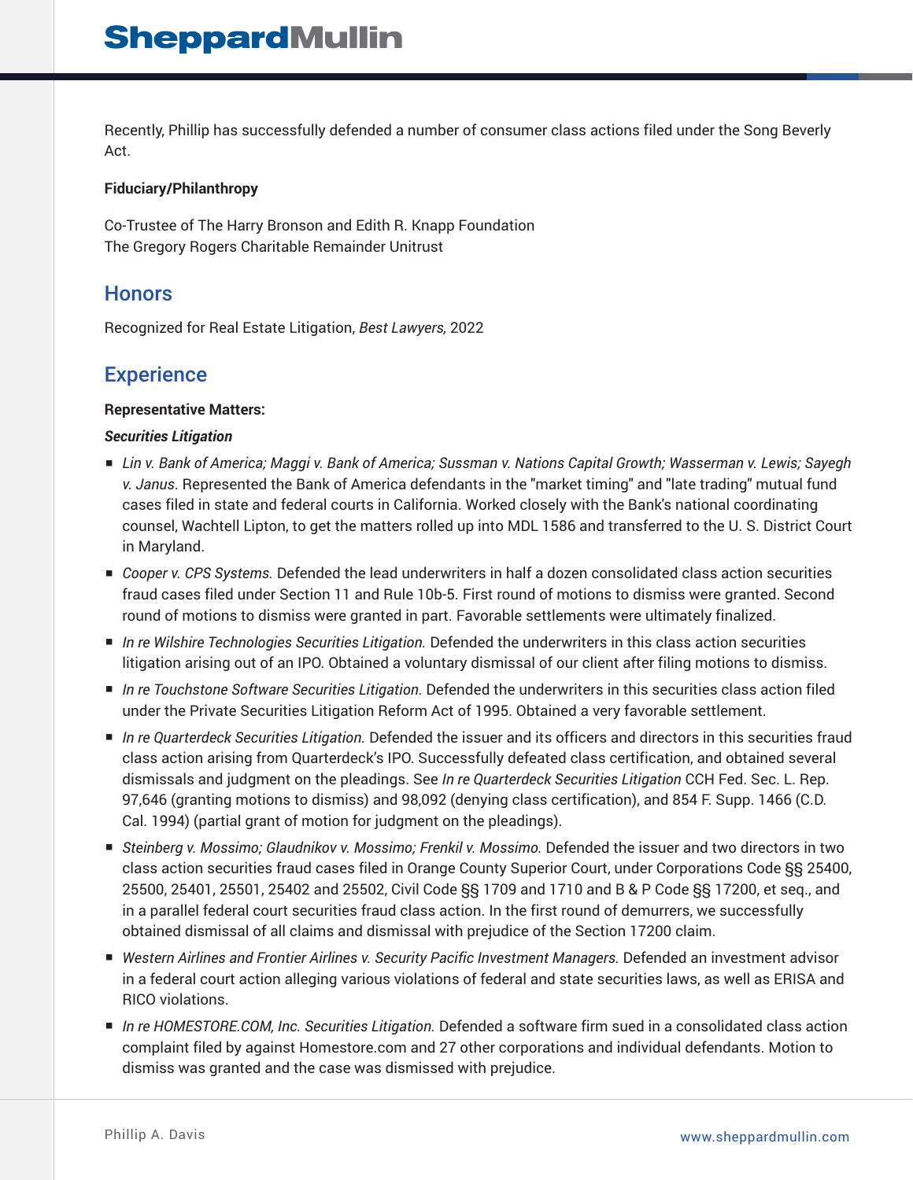Recently, Phillip has successfully defended a number of consumer class actions filed under the Song Beverly Act.

**Fiduciary/Philanthropy**

Co-Trustee of The Harry Bronson and Edith R. Knapp Foundation
The Gregory Rogers Charitable Remainder Unitrust

## Honors

Recognized for Real Estate Litigation, *Best Lawyers,* 2022

## Experience

**Representative Matters:**

***Securities Litigation***

- *Lin v. Bank of America; Maggi v. Bank of America; Sussman v. Nations Capital Growth; Wasserman v. Lewis; Sayegh v. Janus*. Represented the Bank of America defendants in the "market timing" and "late trading" mutual fund cases filed in state and federal courts in California. Worked closely with the Bank's national coordinating counsel, Wachtell Lipton, to get the matters rolled up into MDL 1586 and transferred to the U. S. District Court in Maryland.
- *Cooper v. CPS Systems.* Defended the lead underwriters in half a dozen consolidated class action securities fraud cases filed under Section 11 and Rule 10b-5. First round of motions to dismiss were granted. Second round of motions to dismiss were granted in part. Favorable settlements were ultimately finalized.
- *In re Wilshire Technologies Securities Litigation.* Defended the underwriters in this class action securities litigation arising out of an IPO. Obtained a voluntary dismissal of our client after filing motions to dismiss.
- *In re Touchstone Software Securities Litigation.* Defended the underwriters in this securities class action filed under the Private Securities Litigation Reform Act of 1995. Obtained a very favorable settlement.
- *In re Quarterdeck Securities Litigation.* Defended the issuer and its officers and directors in this securities fraud class action arising from Quarterdeck's IPO. Successfully defeated class certification, and obtained several dismissals and judgment on the pleadings. See *In re Quarterdeck Securities Litigation* CCH Fed. Sec. L. Rep. 97,646 (granting motions to dismiss) and 98,092 (denying class certification), and 854 F. Supp. 1466 (C.D. Cal. 1994) (partial grant of motion for judgment on the pleadings).
- *Steinberg v. Mossimo; Glaudnikov v. Mossimo; Frenkil v. Mossimo.* Defended the issuer and two directors in two class action securities fraud cases filed in Orange County Superior Court, under Corporations Code §§ 25400, 25500, 25401, 25501, 25402 and 25502, Civil Code §§ 1709 and 1710 and B & P Code §§ 17200, et seq., and in a parallel federal court securities fraud class action. In the first round of demurrers, we successfully obtained dismissal of all claims and dismissal with prejudice of the Section 17200 claim.
- *Western Airlines and Frontier Airlines v. Security Pacific Investment Managers.* Defended an investment advisor in a federal court action alleging various violations of federal and state securities laws, as well as ERISA and RICO violations.
- *In re HOMESTORE.COM, Inc. Securities Litigation.* Defended a software firm sued in a consolidated class action complaint filed by against Homestore.com and 27 other corporations and individual defendants. Motion to dismiss was granted and the case was dismissed with prejudice.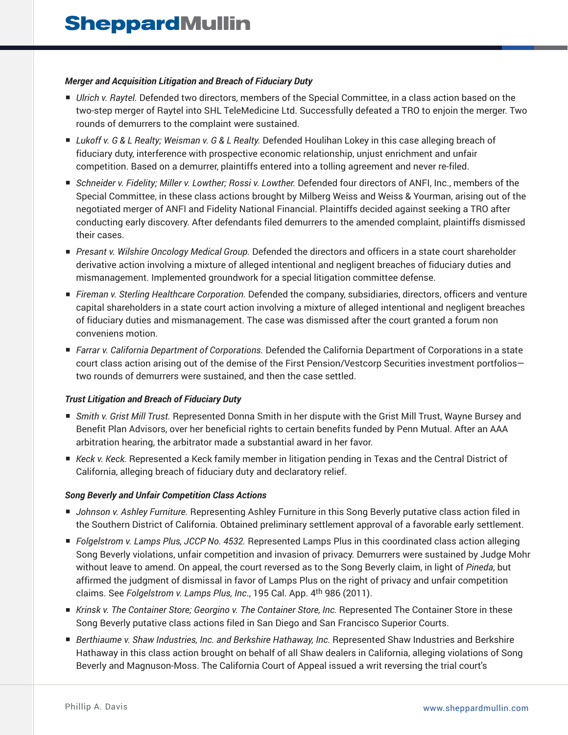***Merger and Acquisition Litigation and Breach of Fiduciary Duty***

- *Ulrich v. Raytel.* Defended two directors, members of the Special Committee, in a class action based on the two-step merger of Raytel into SHL TeleMedicine Ltd. Successfully defeated a TRO to enjoin the merger. Two rounds of demurrers to the complaint were sustained.
- *Lukoff v. G & L Realty; Weisman v. G & L Realty.* Defended Houlihan Lokey in this case alleging breach of fiduciary duty, interference with prospective economic relationship, unjust enrichment and unfair competition. Based on a demurrer, plaintiffs entered into a tolling agreement and never re-filed.
- *Schneider v. Fidelity; Miller v. Lowther; Rossi v. Lowther.* Defended four directors of ANFI, Inc., members of the Special Committee, in these class actions brought by Milberg Weiss and Weiss & Yourman, arising out of the negotiated merger of ANFI and Fidelity National Financial. Plaintiffs decided against seeking a TRO after conducting early discovery. After defendants filed demurrers to the amended complaint, plaintiffs dismissed their cases.
- *Presant v. Wilshire Oncology Medical Group.* Defended the directors and officers in a state court shareholder derivative action involving a mixture of alleged intentional and negligent breaches of fiduciary duties and mismanagement. Implemented groundwork for a special litigation committee defense.
- *Fireman v. Sterling Healthcare Corporation.* Defended the company, subsidiaries, directors, officers and venture capital shareholders in a state court action involving a mixture of alleged intentional and negligent breaches of fiduciary duties and mismanagement. The case was dismissed after the court granted a forum non conveniens motion.
- *Farrar v. California Department of Corporations.* Defended the California Department of Corporations in a state court class action arising out of the demise of the First Pension/Vestcorp Securities investment portfolios—two rounds of demurrers were sustained, and then the case settled.

***Trust Litigation and Breach of Fiduciary Duty***

- *Smith v. Grist Mill Trust.* Represented Donna Smith in her dispute with the Grist Mill Trust, Wayne Bursey and Benefit Plan Advisors, over her beneficial rights to certain benefits funded by Penn Mutual. After an AAA arbitration hearing, the arbitrator made a substantial award in her favor.
- *Keck v. Keck.* Represented a Keck family member in litigation pending in Texas and the Central District of California, alleging breach of fiduciary duty and declaratory relief.

***Song Beverly and Unfair Competition Class Actions***

- *Johnson v. Ashley Furniture.* Representing Ashley Furniture in this Song Beverly putative class action filed in the Southern District of California. Obtained preliminary settlement approval of a favorable early settlement.
- *Folgelstrom v. Lamps Plus, JCCP No. 4532.* Represented Lamps Plus in this coordinated class action alleging Song Beverly violations, unfair competition and invasion of privacy. Demurrers were sustained by Judge Mohr without leave to amend. On appeal, the court reversed as to the Song Beverly claim, in light of *Pineda*, but affirmed the judgment of dismissal in favor of Lamps Plus on the right of privacy and unfair competition claims. See *Folgelstrom v. Lamps Plus, Inc*., 195 Cal. App. 4th 986 (2011).
- *Krinsk v. The Container Store; Georgino v. The Container Store, Inc.* Represented The Container Store in these Song Beverly putative class actions filed in San Diego and San Francisco Superior Courts.
- *Berthiaume v. Shaw Industries, Inc. and Berkshire Hathaway, Inc.* Represented Shaw Industries and Berkshire Hathaway in this class action brought on behalf of all Shaw dealers in California, alleging violations of Song Beverly and Magnuson-Moss. The California Court of Appeal issued a writ reversing the trial court's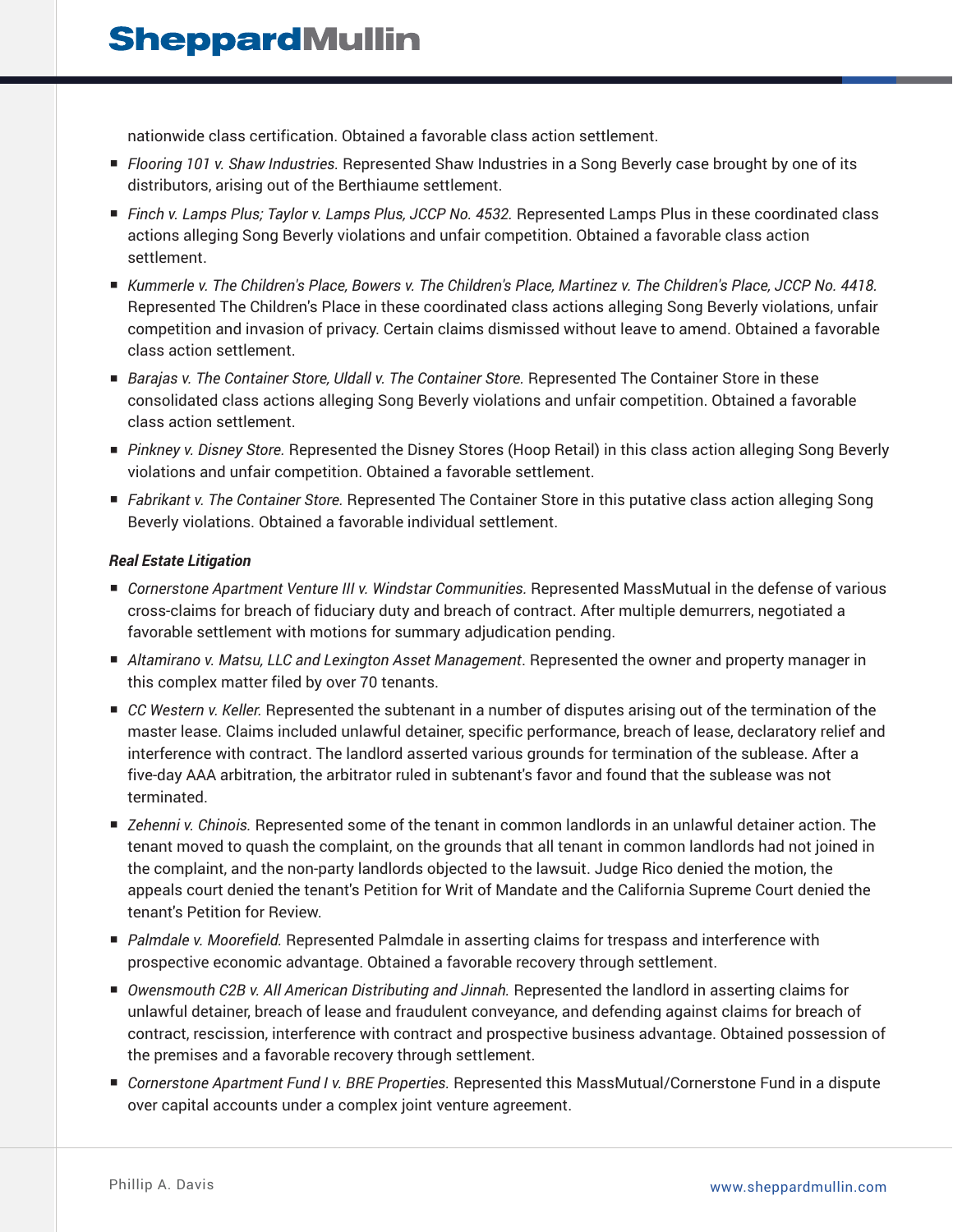nationwide class certification. Obtained a favorable class action settlement.

- *Flooring 101 v. Shaw Industries.* Represented Shaw Industries in a Song Beverly case brought by one of its distributors, arising out of the Berthiaume settlement.
- *Finch v. Lamps Plus; Taylor v. Lamps Plus, JCCP No. 4532.* Represented Lamps Plus in these coordinated class actions alleging Song Beverly violations and unfair competition. Obtained a favorable class action settlement.
- *Kummerle v. The Children's Place, Bowers v. The Children's Place, Martinez v. The Children's Place, JCCP No. 4418.* Represented The Children's Place in these coordinated class actions alleging Song Beverly violations, unfair competition and invasion of privacy. Certain claims dismissed without leave to amend. Obtained a favorable class action settlement.
- *Barajas v. The Container Store, Uldall v. The Container Store.* Represented The Container Store in these consolidated class actions alleging Song Beverly violations and unfair competition. Obtained a favorable class action settlement.
- *Pinkney v. Disney Store.* Represented the Disney Stores (Hoop Retail) in this class action alleging Song Beverly violations and unfair competition. Obtained a favorable settlement.
- *Fabrikant v. The Container Store.* Represented The Container Store in this putative class action alleging Song Beverly violations. Obtained a favorable individual settlement.

***Real Estate Litigation***

- *Cornerstone Apartment Venture III v. Windstar Communities.* Represented MassMutual in the defense of various cross-claims for breach of fiduciary duty and breach of contract. After multiple demurrers, negotiated a favorable settlement with motions for summary adjudication pending.
- *Altamirano v. Matsu, LLC and Lexington Asset Management*. Represented the owner and property manager in this complex matter filed by over 70 tenants.
- *CC Western v. Keller.* Represented the subtenant in a number of disputes arising out of the termination of the master lease. Claims included unlawful detainer, specific performance, breach of lease, declaratory relief and interference with contract. The landlord asserted various grounds for termination of the sublease. After a five-day AAA arbitration, the arbitrator ruled in subtenant's favor and found that the sublease was not terminated.
- *Zehenni v. Chinois.* Represented some of the tenant in common landlords in an unlawful detainer action. The tenant moved to quash the complaint, on the grounds that all tenant in common landlords had not joined in the complaint, and the non-party landlords objected to the lawsuit. Judge Rico denied the motion, the appeals court denied the tenant's Petition for Writ of Mandate and the California Supreme Court denied the tenant's Petition for Review.
- *Palmdale v. Moorefield.* Represented Palmdale in asserting claims for trespass and interference with prospective economic advantage. Obtained a favorable recovery through settlement.
- *Owensmouth C2B v. All American Distributing and Jinnah.* Represented the landlord in asserting claims for unlawful detainer, breach of lease and fraudulent conveyance, and defending against claims for breach of contract, rescission, interference with contract and prospective business advantage. Obtained possession of the premises and a favorable recovery through settlement.
- *Cornerstone Apartment Fund I v. BRE Properties.* Represented this MassMutual/Cornerstone Fund in a dispute over capital accounts under a complex joint venture agreement.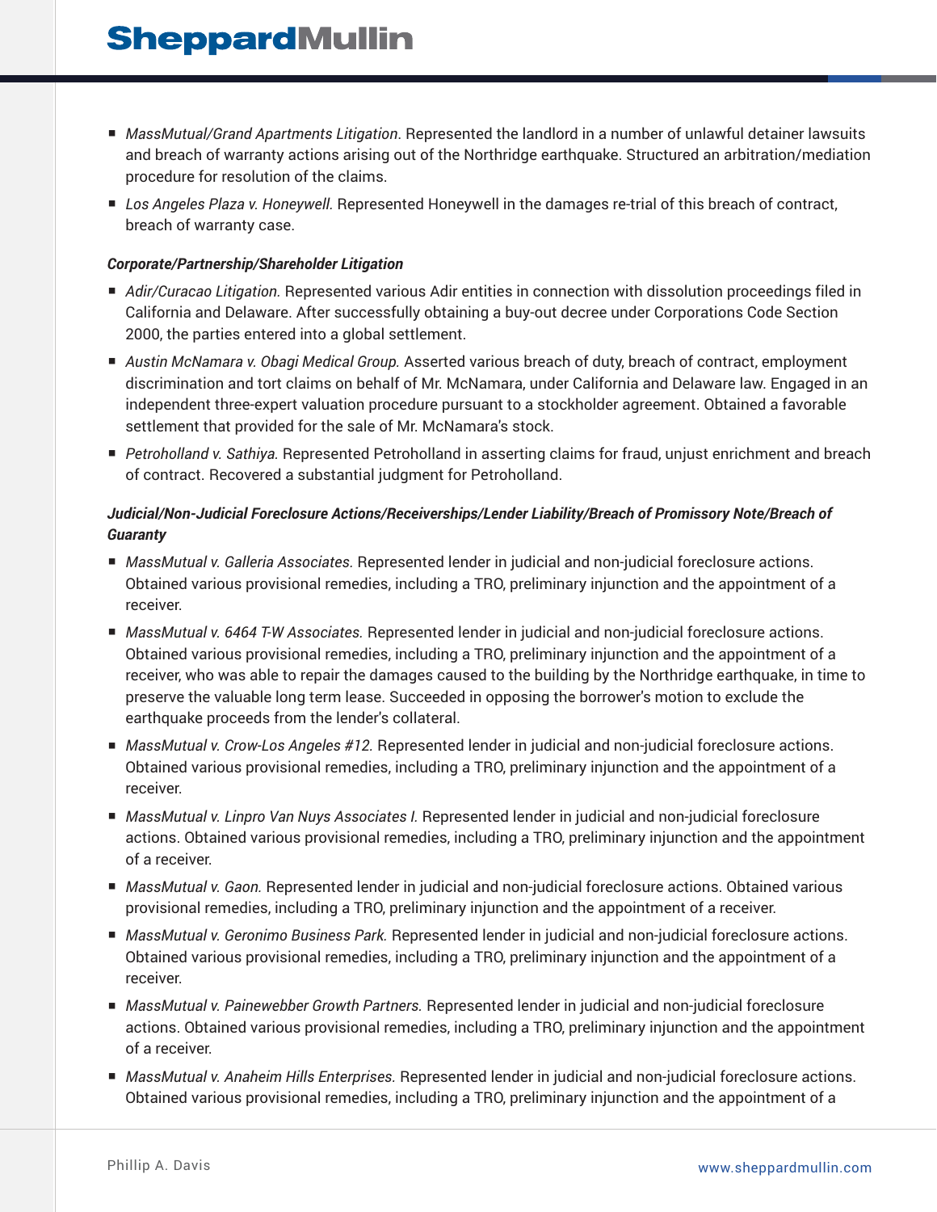- *MassMutual/Grand Apartments Litigation*. Represented the landlord in a number of unlawful detainer lawsuits and breach of warranty actions arising out of the Northridge earthquake. Structured an arbitration/mediation procedure for resolution of the claims.
- *Los Angeles Plaza v. Honeywell.* Represented Honeywell in the damages re-trial of this breach of contract, breach of warranty case.

***Corporate/Partnership/Shareholder Litigation***

- *Adir/Curacao Litigation.* Represented various Adir entities in connection with dissolution proceedings filed in California and Delaware. After successfully obtaining a buy-out decree under Corporations Code Section 2000, the parties entered into a global settlement.
- *Austin McNamara v. Obagi Medical Group.* Asserted various breach of duty, breach of contract, employment discrimination and tort claims on behalf of Mr. McNamara, under California and Delaware law. Engaged in an independent three-expert valuation procedure pursuant to a stockholder agreement. Obtained a favorable settlement that provided for the sale of Mr. McNamara's stock.
- *Petroholland v. Sathiya.* Represented Petroholland in asserting claims for fraud, unjust enrichment and breach of contract. Recovered a substantial judgment for Petroholland.

***Judicial/Non-Judicial Foreclosure Actions/Receiverships/Lender Liability/Breach of Promissory Note/Breach of Guaranty***

- *MassMutual v. Galleria Associates.* Represented lender in judicial and non-judicial foreclosure actions. Obtained various provisional remedies, including a TRO, preliminary injunction and the appointment of a receiver.
- *MassMutual v. 6464 T-W Associates.* Represented lender in judicial and non-judicial foreclosure actions. Obtained various provisional remedies, including a TRO, preliminary injunction and the appointment of a receiver, who was able to repair the damages caused to the building by the Northridge earthquake, in time to preserve the valuable long term lease. Succeeded in opposing the borrower's motion to exclude the earthquake proceeds from the lender's collateral.
- *MassMutual v. Crow-Los Angeles #12.* Represented lender in judicial and non-judicial foreclosure actions. Obtained various provisional remedies, including a TRO, preliminary injunction and the appointment of a receiver.
- *MassMutual v. Linpro Van Nuys Associates I.* Represented lender in judicial and non-judicial foreclosure actions. Obtained various provisional remedies, including a TRO, preliminary injunction and the appointment of a receiver.
- *MassMutual v. Gaon.* Represented lender in judicial and non-judicial foreclosure actions. Obtained various provisional remedies, including a TRO, preliminary injunction and the appointment of a receiver.
- *MassMutual v. Geronimo Business Park.* Represented lender in judicial and non-judicial foreclosure actions. Obtained various provisional remedies, including a TRO, preliminary injunction and the appointment of a receiver.
- *MassMutual v. Painewebber Growth Partners.* Represented lender in judicial and non-judicial foreclosure actions. Obtained various provisional remedies, including a TRO, preliminary injunction and the appointment of a receiver.
- *MassMutual v. Anaheim Hills Enterprises.* Represented lender in judicial and non-judicial foreclosure actions. Obtained various provisional remedies, including a TRO, preliminary injunction and the appointment of a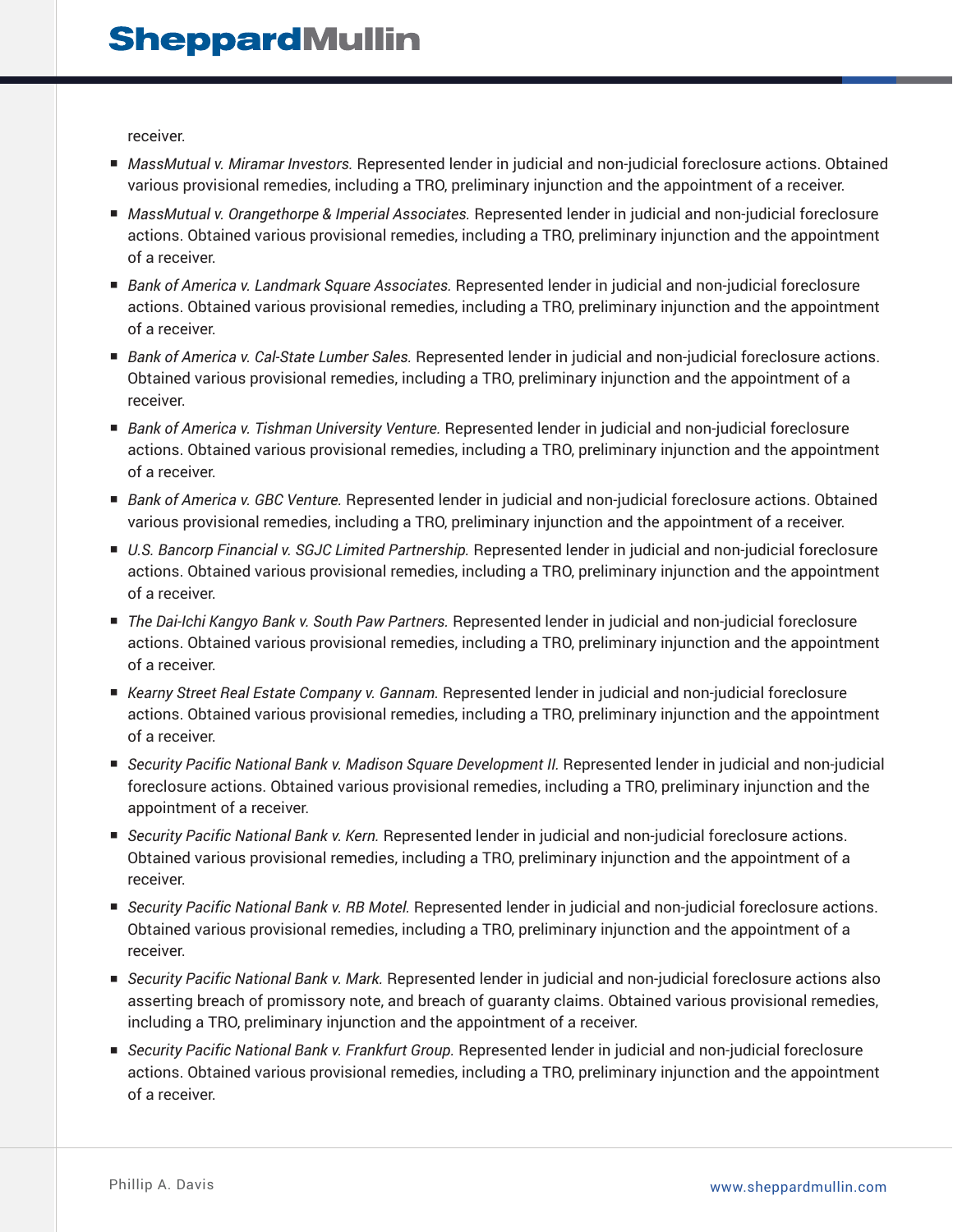receiver.

- *MassMutual v. Miramar Investors.* Represented lender in judicial and non-judicial foreclosure actions. Obtained various provisional remedies, including a TRO, preliminary injunction and the appointment of a receiver.
- *MassMutual v. Orangethorpe & Imperial Associates.* Represented lender in judicial and non-judicial foreclosure actions. Obtained various provisional remedies, including a TRO, preliminary injunction and the appointment of a receiver.
- *Bank of America v. Landmark Square Associates.* Represented lender in judicial and non-judicial foreclosure actions. Obtained various provisional remedies, including a TRO, preliminary injunction and the appointment of a receiver.
- *Bank of America v. Cal-State Lumber Sales.* Represented lender in judicial and non-judicial foreclosure actions. Obtained various provisional remedies, including a TRO, preliminary injunction and the appointment of a receiver.
- *Bank of America v. Tishman University Venture.* Represented lender in judicial and non-judicial foreclosure actions. Obtained various provisional remedies, including a TRO, preliminary injunction and the appointment of a receiver.
- *Bank of America v. GBC Venture.* Represented lender in judicial and non-judicial foreclosure actions. Obtained various provisional remedies, including a TRO, preliminary injunction and the appointment of a receiver.
- *U.S. Bancorp Financial v. SGJC Limited Partnership.* Represented lender in judicial and non-judicial foreclosure actions. Obtained various provisional remedies, including a TRO, preliminary injunction and the appointment of a receiver.
- *The Dai-Ichi Kangyo Bank v. South Paw Partners.* Represented lender in judicial and non-judicial foreclosure actions. Obtained various provisional remedies, including a TRO, preliminary injunction and the appointment of a receiver.
- *Kearny Street Real Estate Company v. Gannam.* Represented lender in judicial and non-judicial foreclosure actions. Obtained various provisional remedies, including a TRO, preliminary injunction and the appointment of a receiver.
- *Security Pacific National Bank v. Madison Square Development II.* Represented lender in judicial and non-judicial foreclosure actions. Obtained various provisional remedies, including a TRO, preliminary injunction and the appointment of a receiver.
- *Security Pacific National Bank v. Kern.* Represented lender in judicial and non-judicial foreclosure actions. Obtained various provisional remedies, including a TRO, preliminary injunction and the appointment of a receiver.
- *Security Pacific National Bank v. RB Motel.* Represented lender in judicial and non-judicial foreclosure actions. Obtained various provisional remedies, including a TRO, preliminary injunction and the appointment of a receiver.
- *Security Pacific National Bank v. Mark.* Represented lender in judicial and non-judicial foreclosure actions also asserting breach of promissory note, and breach of guaranty claims. Obtained various provisional remedies, including a TRO, preliminary injunction and the appointment of a receiver.
- *Security Pacific National Bank v. Frankfurt Group.* Represented lender in judicial and non-judicial foreclosure actions. Obtained various provisional remedies, including a TRO, preliminary injunction and the appointment of a receiver.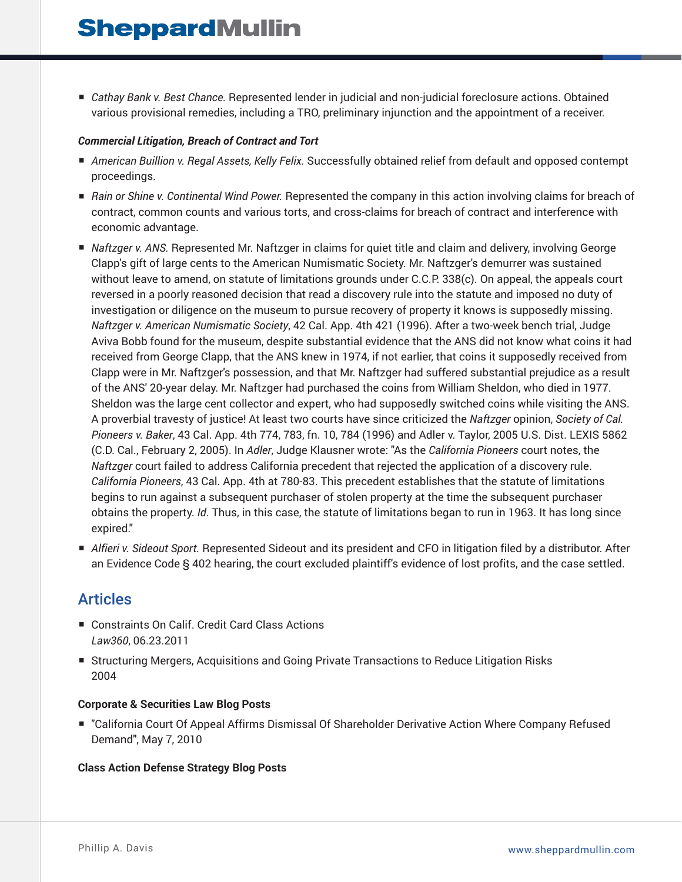- *Cathay Bank v. Best Chance.* Represented lender in judicial and non-judicial foreclosure actions. Obtained various provisional remedies, including a TRO, preliminary injunction and the appointment of a receiver.

***Commercial Litigation, Breach of Contract and Tort***

- *American Buillion v. Regal Assets, Kelly Felix.* Successfully obtained relief from default and opposed contempt proceedings.
- *Rain or Shine v. Continental Wind Power.* Represented the company in this action involving claims for breach of contract, common counts and various torts, and cross-claims for breach of contract and interference with economic advantage.
- *Naftzger v. ANS.* Represented Mr. Naftzger in claims for quiet title and claim and delivery, involving George Clapp's gift of large cents to the American Numismatic Society. Mr. Naftzger's demurrer was sustained without leave to amend, on statute of limitations grounds under C.C.P. 338(c). On appeal, the appeals court reversed in a poorly reasoned decision that read a discovery rule into the statute and imposed no duty of investigation or diligence on the museum to pursue recovery of property it knows is supposedly missing. *Naftzger v. American Numismatic Society*, 42 Cal. App. 4th 421 (1996). After a two-week bench trial, Judge Aviva Bobb found for the museum, despite substantial evidence that the ANS did not know what coins it had received from George Clapp, that the ANS knew in 1974, if not earlier, that coins it supposedly received from Clapp were in Mr. Naftzger's possession, and that Mr. Naftzger had suffered substantial prejudice as a result of the ANS' 20-year delay. Mr. Naftzger had purchased the coins from William Sheldon, who died in 1977. Sheldon was the large cent collector and expert, who had supposedly switched coins while visiting the ANS. A proverbial travesty of justice! At least two courts have since criticized the *Naftzger* opinion, *Society of Cal. Pioneers v. Baker*, 43 Cal. App. 4th 774, 783, fn. 10, 784 (1996) and Adler v. Taylor, 2005 U.S. Dist. LEXIS 5862 (C.D. Cal., February 2, 2005). In *Adler*, Judge Klausner wrote: "As the *California Pioneers* court notes, the *Naftzger* court failed to address California precedent that rejected the application of a discovery rule. *California Pioneers*, 43 Cal. App. 4th at 780-83. This precedent establishes that the statute of limitations begins to run against a subsequent purchaser of stolen property at the time the subsequent purchaser obtains the property. *Id*. Thus, in this case, the statute of limitations began to run in 1963. It has long since expired."
- *Alfieri v. Sideout Sport.* Represented Sideout and its president and CFO in litigation filed by a distributor. After an Evidence Code § 402 hearing, the court excluded plaintiff's evidence of lost profits, and the case settled.

## Articles

- Constraints On Calif. Credit Card Class Actions
  *Law360*, 06.23.2011
- Structuring Mergers, Acquisitions and Going Private Transactions to Reduce Litigation Risks
  2004

**Corporate & Securities Law Blog Posts**

- "California Court Of Appeal Affirms Dismissal Of Shareholder Derivative Action Where Company Refused Demand", May 7, 2010

**Class Action Defense Strategy Blog Posts**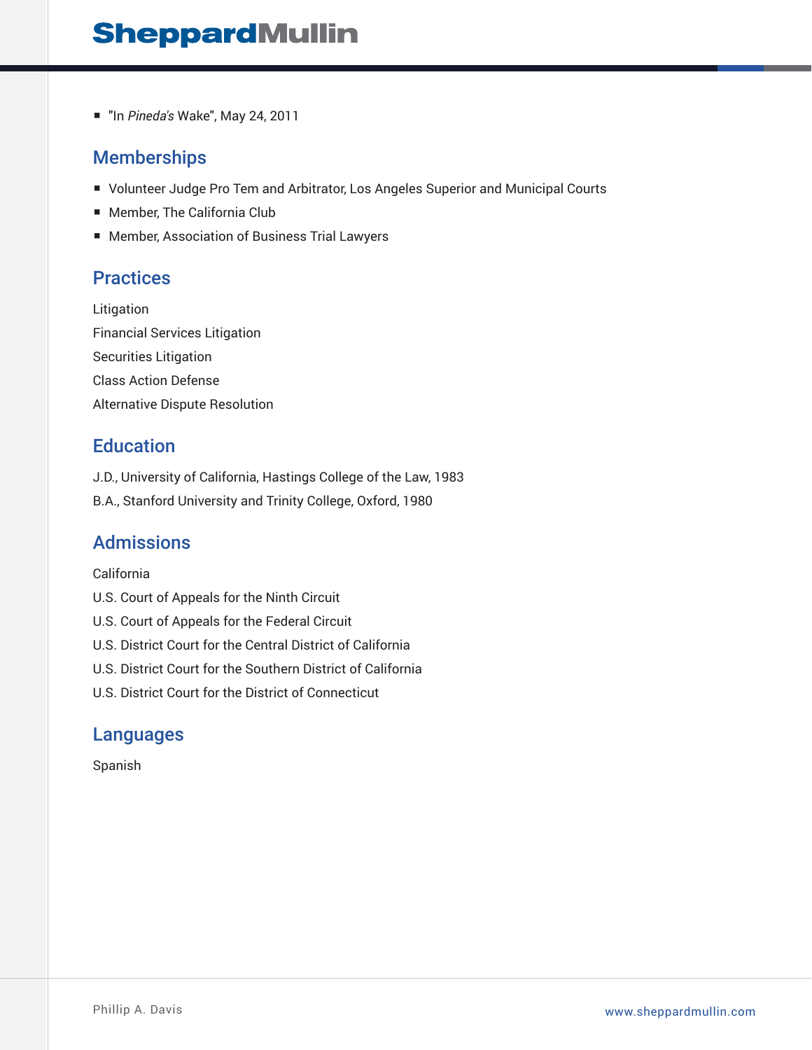- "In *Pineda's* Wake", May 24, 2011

## Memberships

- Volunteer Judge Pro Tem and Arbitrator, Los Angeles Superior and Municipal Courts
- Member, The California Club
- Member, Association of Business Trial Lawyers

## Practices

Litigation

Financial Services Litigation

Securities Litigation

Class Action Defense

Alternative Dispute Resolution

## Education

J.D., University of California, Hastings College of the Law, 1983

B.A., Stanford University and Trinity College, Oxford, 1980

## Admissions

California

U.S. Court of Appeals for the Ninth Circuit

U.S. Court of Appeals for the Federal Circuit

U.S. District Court for the Central District of California

U.S. District Court for the Southern District of California

U.S. District Court for the District of Connecticut

## Languages

Spanish